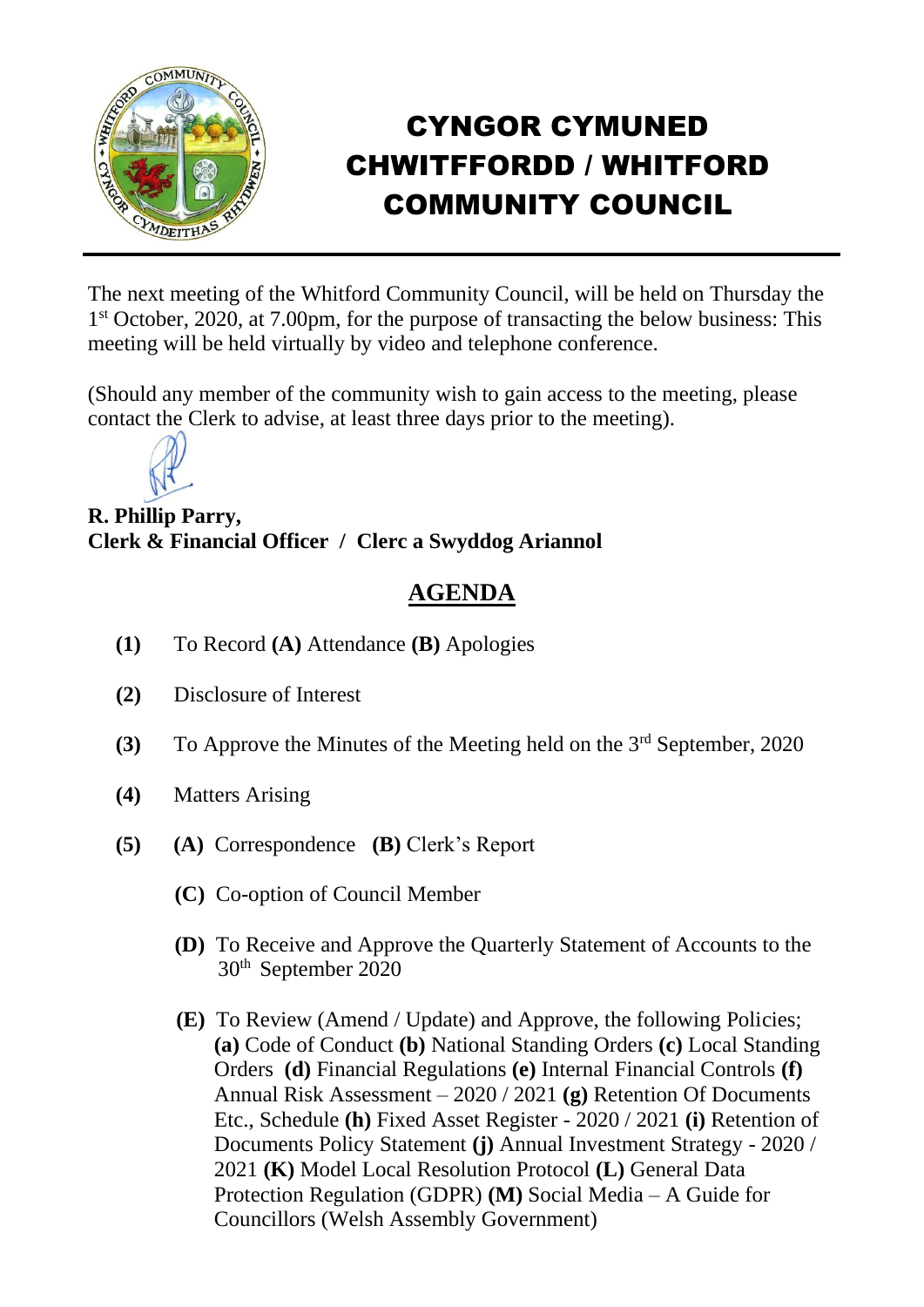# CYNGOR CYMUNED CHWITFFORDD / WHITFORD COMMUNITY COUNCIL

The next meeting of the Whitford Community Council, will be held on Thursday the 1st October, 2020, at 7.00pm, for the purpose of transacting the below business: This meeting will be held virtually by video and telephone conference.

(Should any member of the community wish to gain access to the meeting, please contact the Clerk to advise, at least three days prior to the meeting).

**R. Phillip Parry,**
**Clerk & Financial Officer / Clerc a Swyddog Ariannol**

## AGENDA

**(1)** To Record **(A)** Attendance **(B)** Apologies

**(2)** Disclosure of Interest

**(3)** To Approve the Minutes of the Meeting held on the 3rd September, 2020

**(4)** Matters Arising

**(5)** **(A)** Correspondence **(B)** Clerk's Report

**(C)** Co-option of Council Member

**(D)** To Receive and Approve the Quarterly Statement of Accounts to the 30th September 2020

**(E)** To Review (Amend / Update) and Approve, the following Policies; **(a)** Code of Conduct **(b)** National Standing Orders **(c)** Local Standing Orders **(d)** Financial Regulations **(e)** Internal Financial Controls **(f)** Annual Risk Assessment – 2020 / 2021 **(g)** Retention Of Documents Etc., Schedule **(h)** Fixed Asset Register - 2020 / 2021 **(i)** Retention of Documents Policy Statement **(j)** Annual Investment Strategy - 2020 / 2021 **(K)** Model Local Resolution Protocol **(L)** General Data Protection Regulation (GDPR) **(M)** Social Media – A Guide for Councillors (Welsh Assembly Government)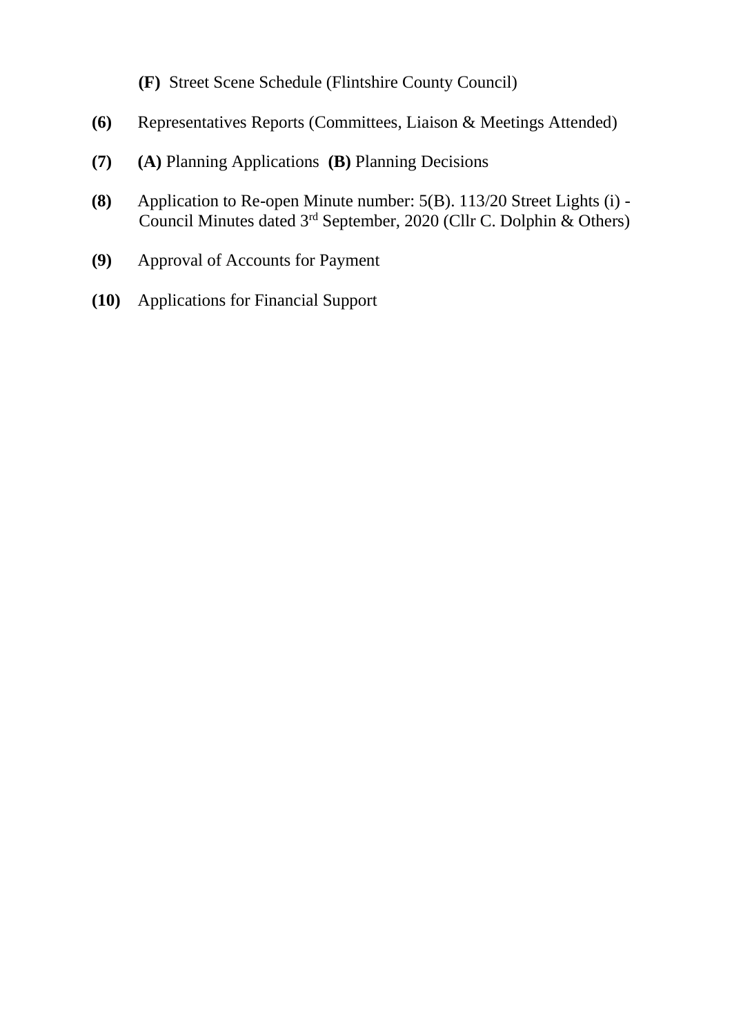**(F)** Street Scene Schedule (Flintshire County Council)

**(6)** Representatives Reports (Committees, Liaison & Meetings Attended)

**(7)** **(A)** Planning Applications **(B)** Planning Decisions

**(8)** Application to Re-open Minute number: 5(B). 113/20 Street Lights (i) - Council Minutes dated 3rd September, 2020 (Cllr C. Dolphin & Others)

**(9)** Approval of Accounts for Payment

**(10)** Applications for Financial Support